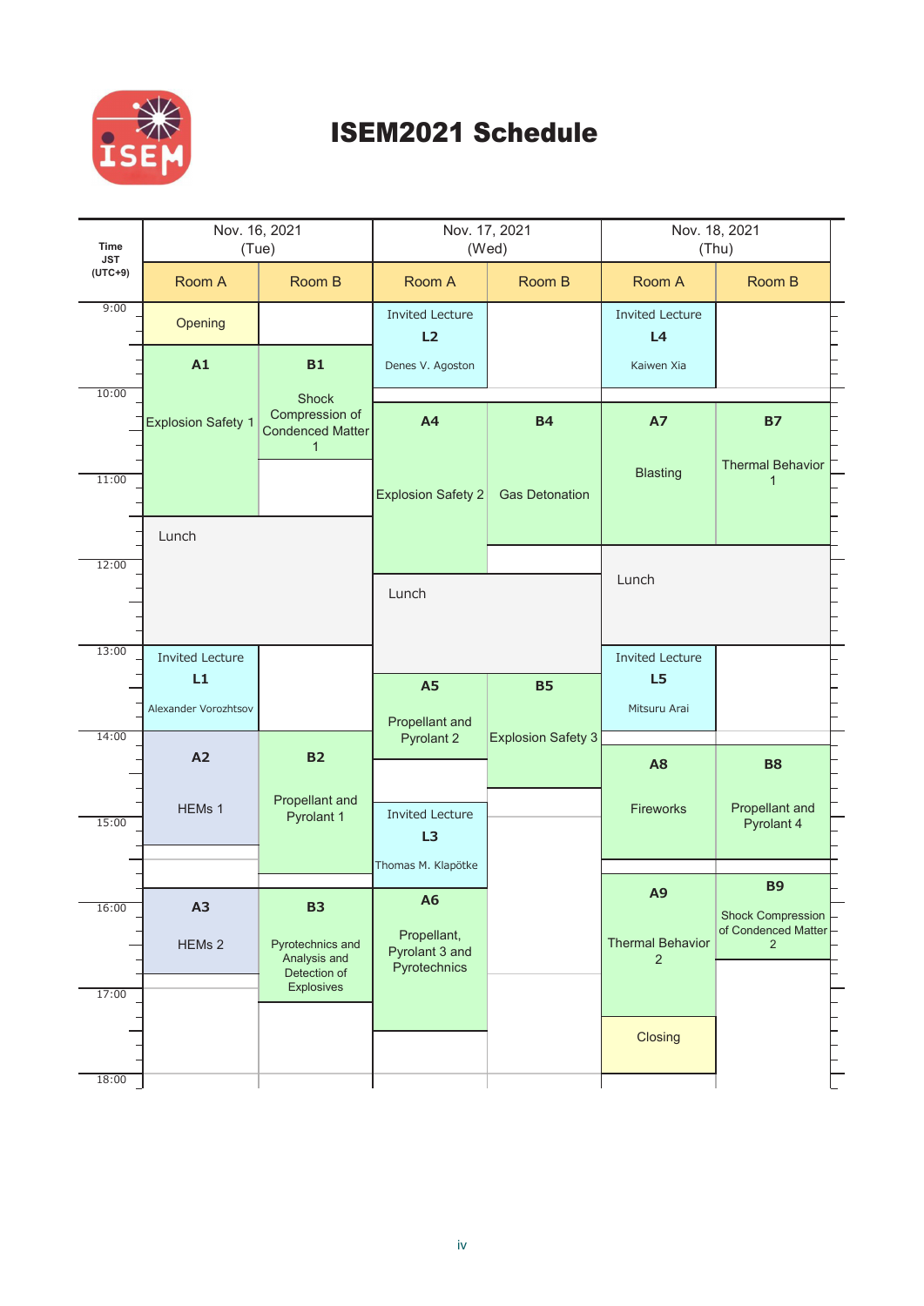# ISEM2021 Schedule

| Time JST (UTC+9) | Nov. 16, 2021 (Tue) Room A | Nov. 16, 2021 (Tue) Room B | Nov. 17, 2021 (Wed) Room A | Nov. 17, 2021 (Wed) Room B | Nov. 18, 2021 (Thu) Room A | Nov. 18, 2021 (Thu) Room B |
|---|---|---|---|---|---|---|
| 9:00 | Opening | | Invited Lecture L2 Denes V. Agoston | | Invited Lecture L4 Kaiwen Xia | |
| 9:30 | A1 Explosion Safety 1 | B1 Shock Compression of Condenced Matter 1 | | | | |
| 10:00 | | | A4 Explosion Safety 2 | B4 Gas Detonation | A7 Blasting | B7 Thermal Behavior 1 |
| 11:00 | | | | | | |
| 11:30 | Lunch | | | | | |
| 12:00 | | | Lunch | | Lunch | |
| 13:00 | Invited Lecture L1 Alexander Vorozhtsov | | | | Invited Lecture L5 Mitsuru Arai | |
| 13:30 | | | A5 Propellant and Pyrolant 2 | B5 Explosion Safety 3 | | |
| 14:00 | A2 HEMs 1 | B2 Propellant and Pyrolant 1 | | | A8 Fireworks | B8 Propellant and Pyrolant 4 |
| 15:00 | | | Invited Lecture L3 Thomas M. Klapötke | | | |
| 15:30 | | | | | A9 Thermal Behavior 2 | B9 Shock Compression of Condenced Matter 2 |
| 16:00 | A3 HEMs 2 | B3 Pyrotechnics and Analysis and Detection of Explosives | A6 Propellant, Pyrolant 3 and Pyrotechnics | | | |
| 17:00 | | | | | | |
| 17:30 | | | | | Closing | |
| 18:00 | | | | | | |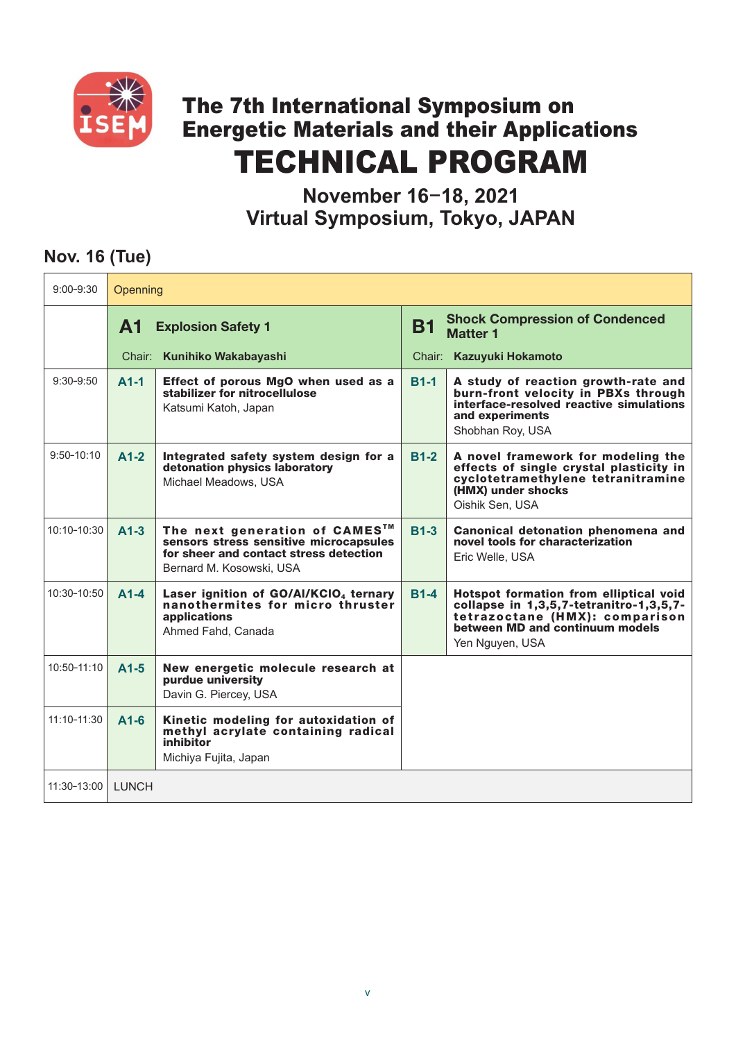# The 7th International Symposium on Energetic Materials and their Applications

# TECHNICAL PROGRAM

## November 16−18, 2021
## Virtual Symposium, Tokyo, JAPAN

## Nov. 16 (Tue)

| Time | | | | |
|---|---|---|---|---|
| 9:00-9:30 | Openning | | | |
| | **A1** | **Explosion Safety 1**<br>Chair: **Kunihiko Wakabayashi** | **B1** | **Shock Compression of Condenced Matter 1**<br>Chair: **Kazuyuki Hokamoto** |
| 9:30-9:50 | **A1-1** | **Effect of porous MgO when used as a stabilizer for nitrocellulose**<br>Katsumi Katoh, Japan | **B1-1** | **A study of reaction growth-rate and burn-front velocity in PBXs through interface-resolved reactive simulations and experiments**<br>Shobhan Roy, USA |
| 9:50-10:10 | **A1-2** | **Integrated safety system design for a detonation physics laboratory**<br>Michael Meadows, USA | **B1-2** | **A novel framework for modeling the effects of single crystal plasticity in cyclotetramethylene tetranitramine (HMX) under shocks**<br>Oishik Sen, USA |
| 10:10-10:30 | **A1-3** | **The next generation of CAMES™ sensors stress sensitive microcapsules for sheer and contact stress detection**<br>Bernard M. Kosowski, USA | **B1-3** | **Canonical detonation phenomena and novel tools for characterization**<br>Eric Welle, USA |
| 10:30-10:50 | **A1-4** | **Laser ignition of GO/Al/$KClO_4$ ternary nanothermites for micro thruster applications**<br>Ahmed Fahd, Canada | **B1-4** | **Hotspot formation from elliptical void collapse in 1,3,5,7-tetranitro-1,3,5,7-tetrazoctane (HMX): comparison between MD and continuum models**<br>Yen Nguyen, USA |
| 10:50-11:10 | **A1-5** | **New energetic molecule research at purdue university**<br>Davin G. Piercey, USA | | |
| 11:10-11:30 | **A1-6** | **Kinetic modeling for autoxidation of methyl acrylate containing radical inhibitor**<br>Michiya Fujita, Japan | | |
| 11:30-13:00 | LUNCH | | | |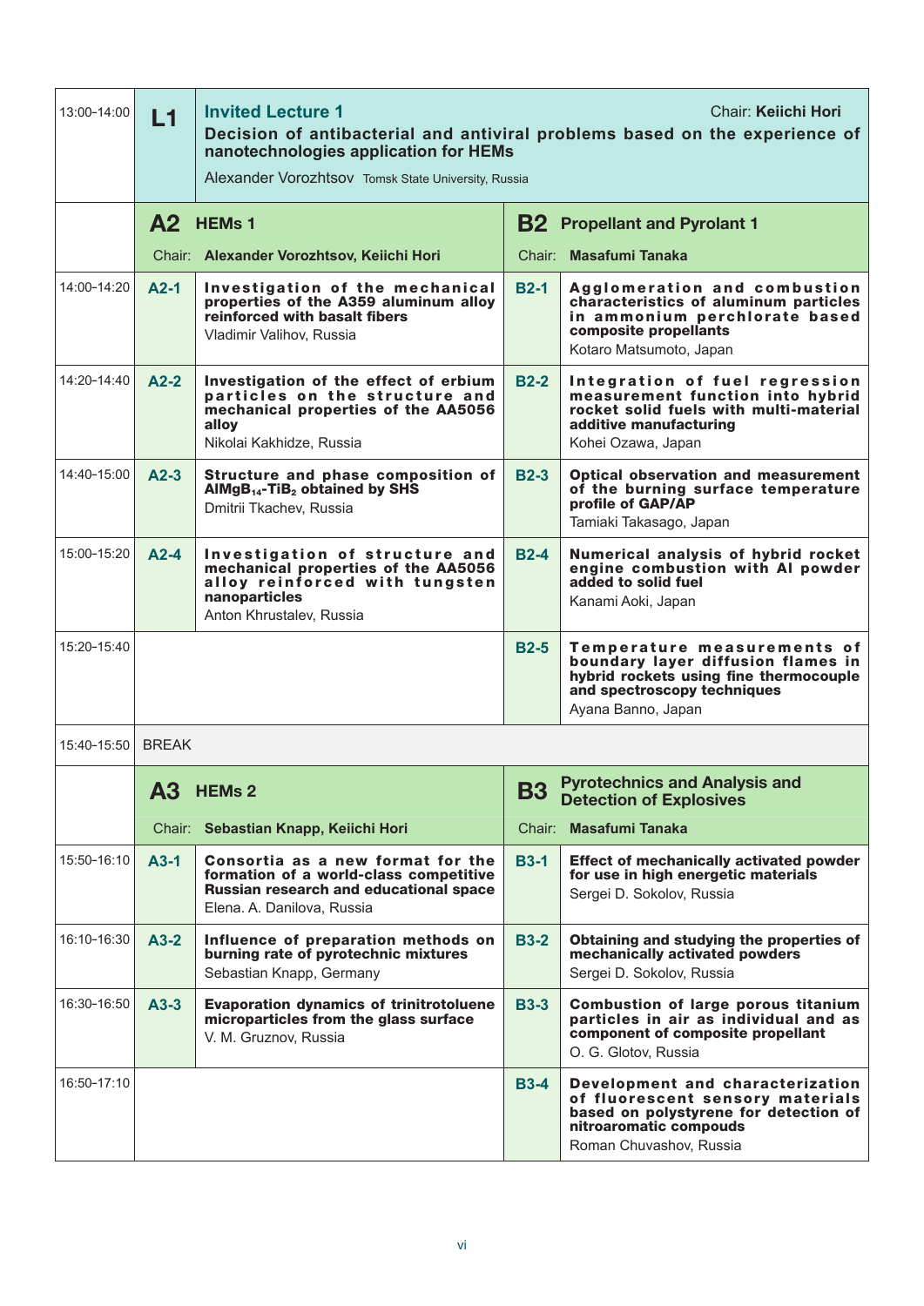| Time | | | | |
|---|---|---|---|---|
| 13:00-14:00 | **L1** | **Invited Lecture 1** Chair: **Keiichi Hori**<br>**Decision of antibacterial and antiviral problems based on the experience of nanotechnologies application for HEMs**<br>Alexander Vorozhtsov Tomsk State University, Russia | | |
| | **A2** | **HEMs 1**<br>Chair: **Alexander Vorozhtsov, Keiichi Hori** | **B2** | **Propellant and Pyrolant 1**<br>Chair: **Masafumi Tanaka** |
| 14:00-14:20 | **A2-1** | **Investigation of the mechanical properties of the A359 aluminum alloy reinforced with basalt fibers**<br>Vladimir Valihov, Russia | **B2-1** | **Agglomeration and combustion characteristics of aluminum particles in ammonium perchlorate based composite propellants**<br>Kotaro Matsumoto, Japan |
| 14:20-14:40 | **A2-2** | **Investigation of the effect of erbium particles on the structure and mechanical properties of the AA5056 alloy**<br>Nikolai Kakhidze, Russia | **B2-2** | **Integration of fuel regression measurement function into hybrid rocket solid fuels with multi-material additive manufacturing**<br>Kohei Ozawa, Japan |
| 14:40-15:00 | **A2-3** | **Structure and phase composition of $AlMgB_{14}$-$TiB_2$ obtained by SHS**<br>Dmitrii Tkachev, Russia | **B2-3** | **Optical observation and measurement of the burning surface temperature profile of GAP/AP**<br>Tamiaki Takasago, Japan |
| 15:00-15:20 | **A2-4** | **Investigation of structure and mechanical properties of the AA5056 alloy reinforced with tungsten nanoparticles**<br>Anton Khrustalev, Russia | **B2-4** | **Numerical analysis of hybrid rocket engine combustion with Al powder added to solid fuel**<br>Kanami Aoki, Japan |
| 15:20-15:40 | | | **B2-5** | **Temperature measurements of boundary layer diffusion flames in hybrid rockets using fine thermocouple and spectroscopy techniques**<br>Ayana Banno, Japan |
| 15:40-15:50 | BREAK | | | |
| | **A3** | **HEMs 2**<br>Chair: **Sebastian Knapp, Keiichi Hori** | **B3** | **Pyrotechnics and Analysis and Detection of Explosives**<br>Chair: **Masafumi Tanaka** |
| 15:50-16:10 | **A3-1** | **Consortia as a new format for the formation of a world-class competitive Russian research and educational space**<br>Elena. A. Danilova, Russia | **B3-1** | **Effect of mechanically activated powder for use in high energetic materials**<br>Sergei D. Sokolov, Russia |
| 16:10-16:30 | **A3-2** | **Influence of preparation methods on burning rate of pyrotechnic mixtures**<br>Sebastian Knapp, Germany | **B3-2** | **Obtaining and studying the properties of mechanically activated powders**<br>Sergei D. Sokolov, Russia |
| 16:30-16:50 | **A3-3** | **Evaporation dynamics of trinitrotoluene microparticles from the glass surface**<br>V. M. Gruznov, Russia | **B3-3** | **Combustion of large porous titanium particles in air as individual and as component of composite propellant**<br>O. G. Glotov, Russia |
| 16:50-17:10 | | | **B3-4** | **Development and characterization of fluorescent sensory materials based on polystyrene for detection of nitroaromatic compouds**<br>Roman Chuvashov, Russia |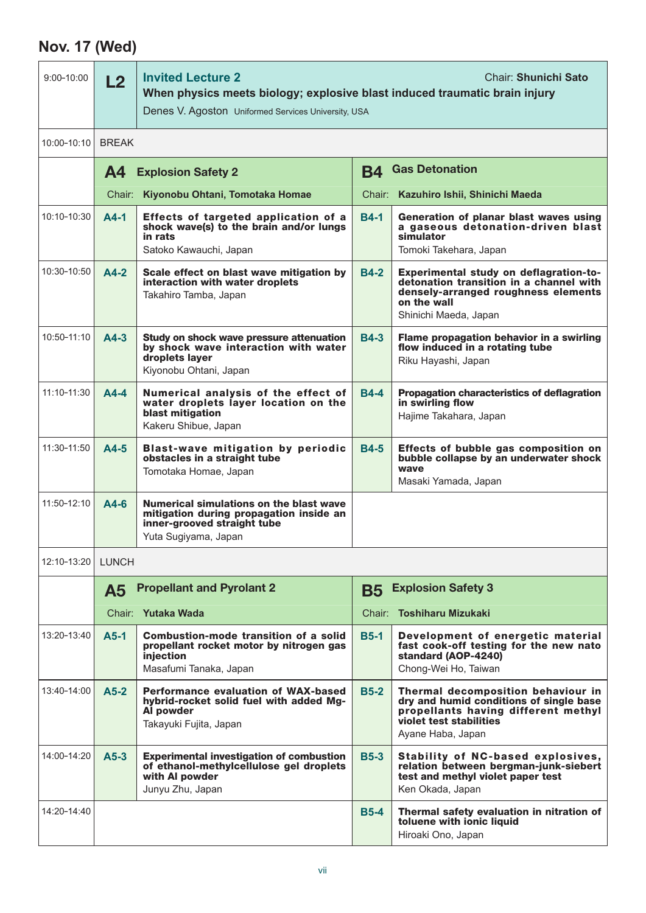## Nov. 17 (Wed)

| Time | | | | |
|---|---|---|---|---|
| 9:00-10:00 | **L2** | **Invited Lecture 2** Chair: **Shunichi Sato**<br>**When physics meets biology; explosive blast induced traumatic brain injury**<br>Denes V. Agoston Uniformed Services University, USA | | |
| 10:00-10:10 | BREAK | | | |
| | **A4** | **Explosion Safety 2**<br>Chair: **Kiyonobu Ohtani, Tomotaka Homae** | **B4** | **Gas Detonation**<br>Chair: **Kazuhiro Ishii, Shinichi Maeda** |
| 10:10-10:30 | **A4-1** | **Effects of targeted application of a shock wave(s) to the brain and/or lungs in rats**<br>Satoko Kawauchi, Japan | **B4-1** | **Generation of planar blast waves using a gaseous detonation-driven blast simulator**<br>Tomoki Takehara, Japan |
| 10:30-10:50 | **A4-2** | **Scale effect on blast wave mitigation by interaction with water droplets**<br>Takahiro Tamba, Japan | **B4-2** | **Experimental study on deflagration-to-detonation transition in a channel with densely-arranged roughness elements on the wall**<br>Shinichi Maeda, Japan |
| 10:50-11:10 | **A4-3** | **Study on shock wave pressure attenuation by shock wave interaction with water droplets layer**<br>Kiyonobu Ohtani, Japan | **B4-3** | **Flame propagation behavior in a swirling flow induced in a rotating tube**<br>Riku Hayashi, Japan |
| 11:10-11:30 | **A4-4** | **Numerical analysis of the effect of water droplets layer location on the blast mitigation**<br>Kakeru Shibue, Japan | **B4-4** | **Propagation characteristics of deflagration in swirling flow**<br>Hajime Takahara, Japan |
| 11:30-11:50 | **A4-5** | **Blast-wave mitigation by periodic obstacles in a straight tube**<br>Tomotaka Homae, Japan | **B4-5** | **Effects of bubble gas composition on bubble collapse by an underwater shock wave**<br>Masaki Yamada, Japan |
| 11:50-12:10 | **A4-6** | **Numerical simulations on the blast wave mitigation during propagation inside an inner-grooved straight tube**<br>Yuta Sugiyama, Japan | | |
| 12:10-13:20 | LUNCH | | | |
| | **A5** | **Propellant and Pyrolant 2**<br>Chair: **Yutaka Wada** | **B5** | **Explosion Safety 3**<br>Chair: **Toshiharu Mizukaki** |
| 13:20-13:40 | **A5-1** | **Combustion-mode transition of a solid propellant rocket motor by nitrogen gas injection**<br>Masafumi Tanaka, Japan | **B5-1** | **Development of energetic material fast cook-off testing for the new nato standard (AOP-4240)**<br>Chong-Wei Ho, Taiwan |
| 13:40-14:00 | **A5-2** | **Performance evaluation of WAX-based hybrid-rocket solid fuel with added Mg-Al powder**<br>Takayuki Fujita, Japan | **B5-2** | **Thermal decomposition behaviour in dry and humid conditions of single base propellants having different methyl violet test stabilities**<br>Ayane Haba, Japan |
| 14:00-14:20 | **A5-3** | **Experimental investigation of combustion of ethanol-methylcellulose gel droplets with Al powder**<br>Junyu Zhu, Japan | **B5-3** | **Stability of NC-based explosives, relation between bergman-junk-siebert test and methyl violet paper test**<br>Ken Okada, Japan |
| 14:20-14:40 | | | **B5-4** | **Thermal safety evaluation in nitration of toluene with ionic liquid**<br>Hiroaki Ono, Japan |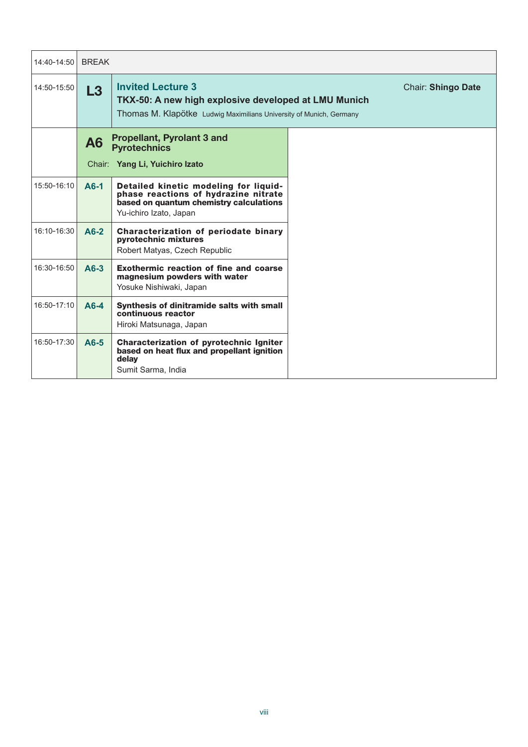| | | |
|---|---|---|
| 14:40–14:50 | BREAK | |
| 14:50–15:50 | **L3** | **Invited Lecture 3** Chair: **Shingo Date**<br>**TKX-50: A new high explosive developed at LMU Munich**<br>Thomas M. Klapötke Ludwig Maximilians University of Munich, Germany |
| | **A6** | **Propellant, Pyrolant 3 and Pyrotechnics**<br>Chair: **Yang Li, Yuichiro Izato** |
| 15:50–16:10 | **A6-1** | **Detailed kinetic modeling for liquid-phase reactions of hydrazine nitrate based on quantum chemistry calculations**<br>Yu-ichiro Izato, Japan |
| 16:10–16:30 | **A6-2** | **Characterization of periodate binary pyrotechnic mixtures**<br>Robert Matyas, Czech Republic |
| 16:30–16:50 | **A6-3** | **Exothermic reaction of fine and coarse magnesium powders with water**<br>Yosuke Nishiwaki, Japan |
| 16:50–17:10 | **A6-4** | **Synthesis of dinitramide salts with small continuous reactor**<br>Hiroki Matsunaga, Japan |
| 16:50–17:30 | **A6-5** | **Characterization of pyrotechnic Igniter based on heat flux and propellant ignition delay**<br>Sumit Sarma, India |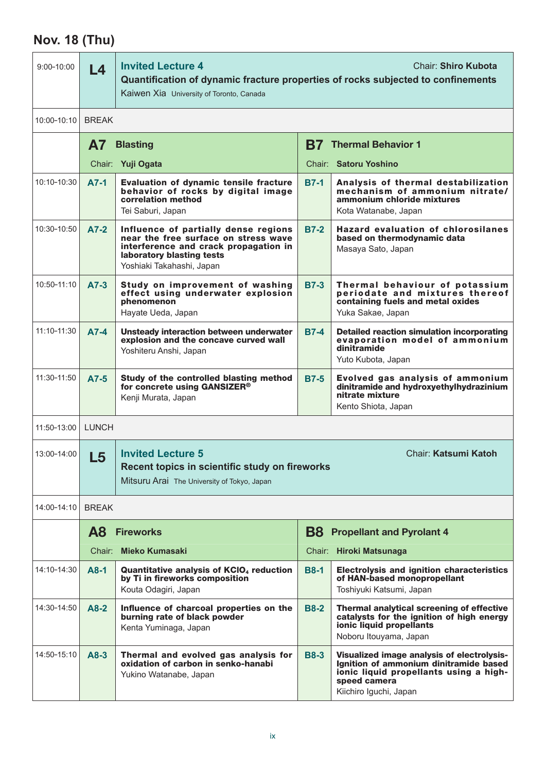## Nov. 18 (Thu)

| Time | | | | |
|---|---|---|---|---|
| 9:00-10:00 | **L4** | **Invited Lecture 4** Chair: **Shiro Kubota**<br>**Quantification of dynamic fracture properties of rocks subjected to confinements**<br>Kaiwen Xia University of Toronto, Canada | | |
| 10:00-10:10 | BREAK | | | |
| | **A7** | **Blasting**<br>Chair: **Yuji Ogata** | **B7** | **Thermal Behavior 1**<br>Chair: **Satoru Yoshino** |
| 10:10-10:30 | **A7-1** | **Evaluation of dynamic tensile fracture behavior of rocks by digital image correlation method**<br>Tei Saburi, Japan | **B7-1** | **Analysis of thermal destabilization mechanism of ammonium nitrate/ ammonium chloride mixtures**<br>Kota Watanabe, Japan |
| 10:30-10:50 | **A7-2** | **Influence of partially dense regions near the free surface on stress wave interference and crack propagation in laboratory blasting tests**<br>Yoshiaki Takahashi, Japan | **B7-2** | **Hazard evaluation of chlorosilanes based on thermodynamic data**<br>Masaya Sato, Japan |
| 10:50-11:10 | **A7-3** | **Study on improvement of washing effect using underwater explosion phenomenon**<br>Hayate Ueda, Japan | **B7-3** | **Thermal behaviour of potassium periodate and mixtures thereof containing fuels and metal oxides**<br>Yuka Sakae, Japan |
| 11:10-11:30 | **A7-4** | **Unsteady interaction between underwater explosion and the concave curved wall**<br>Yoshiteru Anshi, Japan | **B7-4** | **Detailed reaction simulation incorporating evaporation model of ammonium dinitramide**<br>Yuto Kubota, Japan |
| 11:30-11:50 | **A7-5** | **Study of the controlled blasting method for concrete using GANSIZER®**<br>Kenji Murata, Japan | **B7-5** | **Evolved gas analysis of ammonium dinitramide and hydroxyethylhydrazinium nitrate mixture**<br>Kento Shiota, Japan |
| 11:50-13:00 | LUNCH | | | |
| 13:00-14:00 | **L5** | **Invited Lecture 5** Chair: **Katsumi Katoh**<br>**Recent topics in scientific study on fireworks**<br>Mitsuru Arai The University of Tokyo, Japan | | |
| 14:00-14:10 | BREAK | | | |
| | **A8** | **Fireworks**<br>Chair: **Mieko Kumasaki** | **B8** | **Propellant and Pyrolant 4**<br>Chair: **Hiroki Matsunaga** |
| 14:10-14:30 | **A8-1** | **Quantitative analysis of $KClO_4$ reduction by Ti in fireworks composition**<br>Kouta Odagiri, Japan | **B8-1** | **Electrolysis and ignition characteristics of HAN-based monopropellant**<br>Toshiyuki Katsumi, Japan |
| 14:30-14:50 | **A8-2** | **Influence of charcoal properties on the burning rate of black powder**<br>Kenta Yuminaga, Japan | **B8-2** | **Thermal analytical screening of effective catalysts for the ignition of high energy ionic liquid propellants**<br>Noboru Itouyama, Japan |
| 14:50-15:10 | **A8-3** | **Thermal and evolved gas analysis for oxidation of carbon in senko-hanabi**<br>Yukino Watanabe, Japan | **B8-3** | **Visualized image analysis of electrolysis-Ignition of ammonium dinitramide based ionic liquid propellants using a high-speed camera**<br>Kiichiro Iguchi, Japan |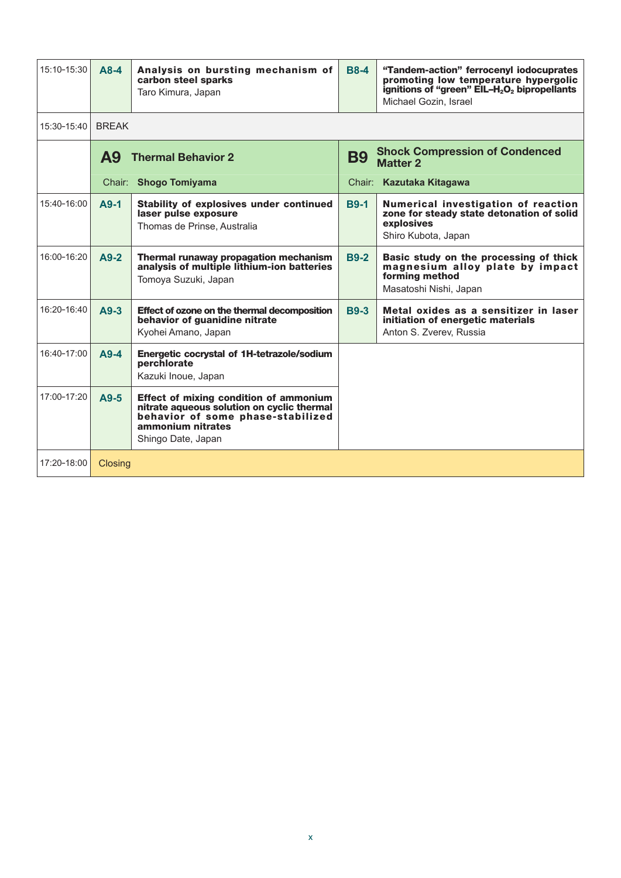| | | | | |
|---|---|---|---|---|
| 15:10-15:30 | A8-4 | **Analysis on bursting mechanism of carbon steel sparks**<br>Taro Kimura, Japan | B8-4 | **“Tandem-action” ferrocenyl iodocuprates promoting low temperature hypergolic ignitions of “green” EIL–$H_2O_2$ bipropellants**<br>Michael Gozin, Israel |
| 15:30-15:40 | BREAK | | | |
| | **A9** | **Thermal Behavior 2**<br>Chair: **Shogo Tomiyama** | **B9** | **Shock Compression of Condenced Matter 2**<br>Chair: **Kazutaka Kitagawa** |
| 15:40-16:00 | A9-1 | **Stability of explosives under continued laser pulse exposure**<br>Thomas de Prinse, Australia | B9-1 | **Numerical investigation of reaction zone for steady state detonation of solid explosives**<br>Shiro Kubota, Japan |
| 16:00-16:20 | A9-2 | **Thermal runaway propagation mechanism analysis of multiple lithium-ion batteries**<br>Tomoya Suzuki, Japan | B9-2 | **Basic study on the processing of thick magnesium alloy plate by impact forming method**<br>Masatoshi Nishi, Japan |
| 16:20-16:40 | A9-3 | **Effect of ozone on the thermal decomposition behavior of guanidine nitrate**<br>Kyohei Amano, Japan | B9-3 | **Metal oxides as a sensitizer in laser initiation of energetic materials**<br>Anton S. Zverev, Russia |
| 16:40-17:00 | A9-4 | **Energetic cocrystal of 1H-tetrazole/sodium perchlorate**<br>Kazuki Inoue, Japan | | |
| 17:00-17:20 | A9-5 | **Effect of mixing condition of ammonium nitrate aqueous solution on cyclic thermal behavior of some phase-stabilized ammonium nitrates**<br>Shingo Date, Japan | | |
| 17:20-18:00 | Closing | | | |